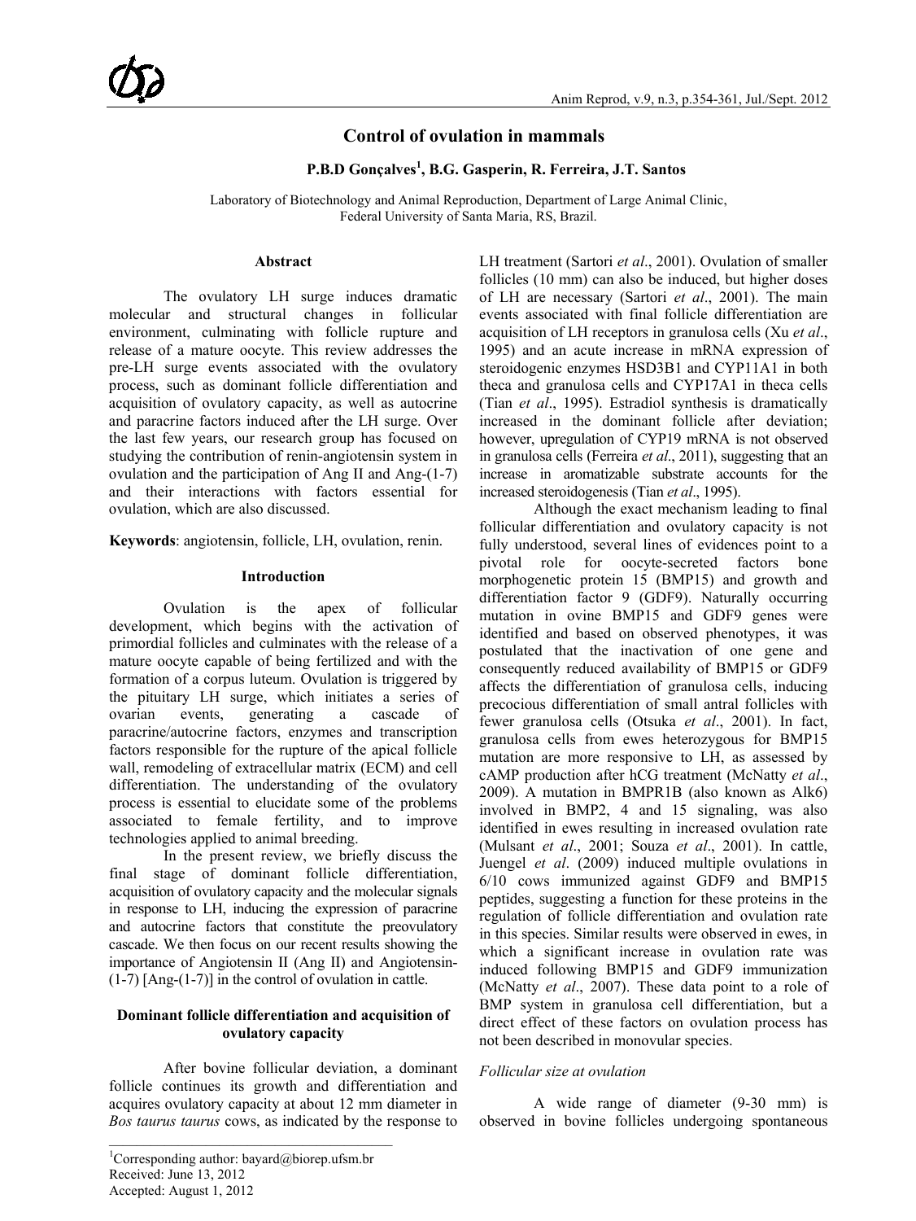# Control of ovulation in mammals

**P.B.D Gonçalves[1], B.G. Gasperin, R. Ferreira, J.T. Santos**

Laboratory of Biotechnology and Animal Reproduction, Department of Large Animal Clinic, Federal University of Santa Maria, RS, Brazil.

## Abstract

The ovulatory LH surge induces dramatic molecular and structural changes in follicular environment, culminating with follicle rupture and release of a mature oocyte. This review addresses the pre-LH surge events associated with the ovulatory process, such as dominant follicle differentiation and acquisition of ovulatory capacity, as well as autocrine and paracrine factors induced after the LH surge. Over the last few years, our research group has focused on studying the contribution of renin-angiotensin system in ovulation and the participation of Ang II and Ang-(1-7) and their interactions with factors essential for ovulation, which are also discussed.

**Keywords**: angiotensin, follicle, LH, ovulation, renin.

## Introduction

Ovulation is the apex of follicular development, which begins with the activation of primordial follicles and culminates with the release of a mature oocyte capable of being fertilized and with the formation of a corpus luteum. Ovulation is triggered by the pituitary LH surge, which initiates a series of ovarian events, generating a cascade of paracrine/autocrine factors, enzymes and transcription factors responsible for the rupture of the apical follicle wall, remodeling of extracellular matrix (ECM) and cell differentiation. The understanding of the ovulatory process is essential to elucidate some of the problems associated to female fertility, and to improve technologies applied to animal breeding.

In the present review, we briefly discuss the final stage of dominant follicle differentiation, acquisition of ovulatory capacity and the molecular signals in response to LH, inducing the expression of paracrine and autocrine factors that constitute the preovulatory cascade. We then focus on our recent results showing the importance of Angiotensin II (Ang II) and Angiotensin-(1-7) [Ang-(1-7)] in the control of ovulation in cattle.

## Dominant follicle differentiation and acquisition of ovulatory capacity

After bovine follicular deviation, a dominant follicle continues its growth and differentiation and acquires ovulatory capacity at about 12 mm diameter in *Bos taurus taurus* cows, as indicated by the response to LH treatment (Sartori *et al*., 2001). Ovulation of smaller follicles (10 mm) can also be induced, but higher doses of LH are necessary (Sartori *et al*., 2001). The main events associated with final follicle differentiation are acquisition of LH receptors in granulosa cells (Xu *et al*., 1995) and an acute increase in mRNA expression of steroidogenic enzymes HSD3B1 and CYP11A1 in both theca and granulosa cells and CYP17A1 in theca cells (Tian *et al*., 1995). Estradiol synthesis is dramatically increased in the dominant follicle after deviation; however, upregulation of CYP19 mRNA is not observed in granulosa cells (Ferreira *et al*., 2011), suggesting that an increase in aromatizable substrate accounts for the increased steroidogenesis (Tian *et al*., 1995).

Although the exact mechanism leading to final follicular differentiation and ovulatory capacity is not fully understood, several lines of evidences point to a pivotal role for oocyte-secreted factors bone morphogenetic protein 15 (BMP15) and growth and differentiation factor 9 (GDF9). Naturally occurring mutation in ovine BMP15 and GDF9 genes were identified and based on observed phenotypes, it was postulated that the inactivation of one gene and consequently reduced availability of BMP15 or GDF9 affects the differentiation of granulosa cells, inducing precocious differentiation of small antral follicles with fewer granulosa cells (Otsuka *et al*., 2001). In fact, granulosa cells from ewes heterozygous for BMP15 mutation are more responsive to LH, as assessed by cAMP production after hCG treatment (McNatty *et al*., 2009). A mutation in BMPR1B (also known as Alk6) involved in BMP2, 4 and 15 signaling, was also identified in ewes resulting in increased ovulation rate (Mulsant *et al*., 2001; Souza *et al*., 2001). In cattle, Juengel *et al*. (2009) induced multiple ovulations in 6/10 cows immunized against GDF9 and BMP15 peptides, suggesting a function for these proteins in the regulation of follicle differentiation and ovulation rate in this species. Similar results were observed in ewes, in which a significant increase in ovulation rate was induced following BMP15 and GDF9 immunization (McNatty *et al*., 2007). These data point to a role of BMP system in granulosa cell differentiation, but a direct effect of these factors on ovulation process has not been described in monovular species.

### *Follicular size at ovulation*

A wide range of diameter (9-30 mm) is observed in bovine follicles undergoing spontaneous

[1]Corresponding author: bayard@biorep.ufsm.br
Received: June 13, 2012
Accepted: August 1, 2012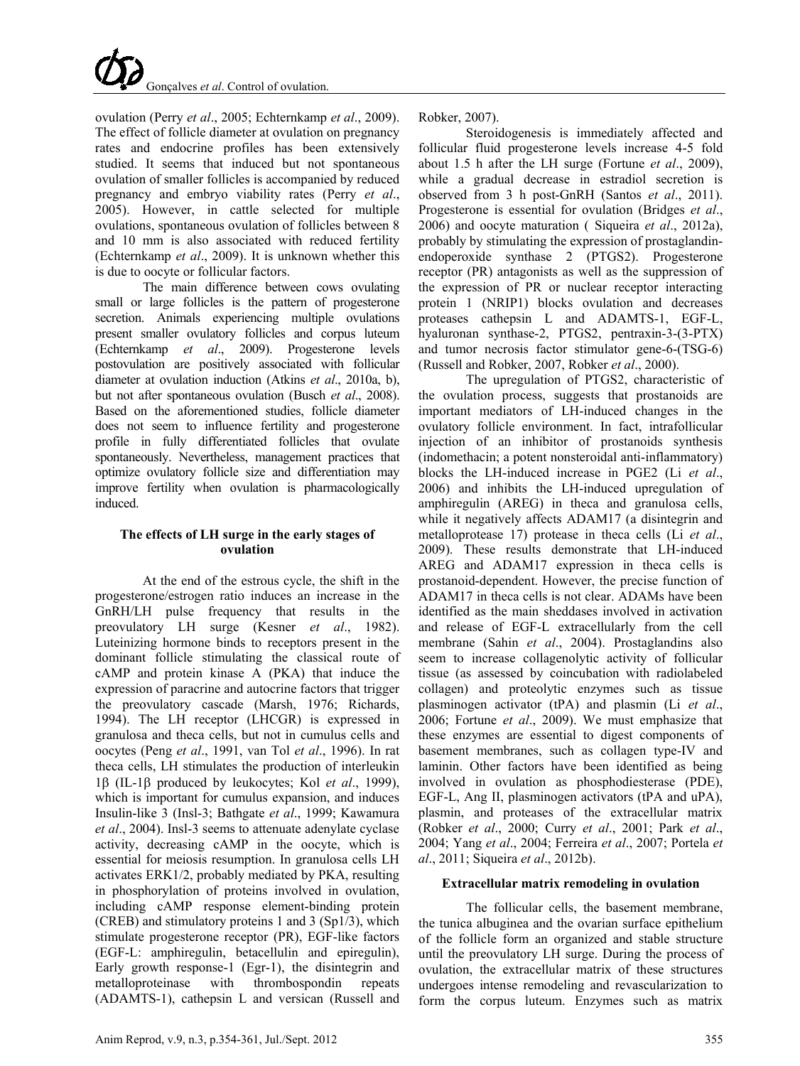ovulation (Perry *et al*., 2005; Echternkamp *et al*., 2009). The effect of follicle diameter at ovulation on pregnancy rates and endocrine profiles has been extensively studied. It seems that induced but not spontaneous ovulation of smaller follicles is accompanied by reduced pregnancy and embryo viability rates (Perry *et al*., 2005). However, in cattle selected for multiple ovulations, spontaneous ovulation of follicles between 8 and 10 mm is also associated with reduced fertility (Echternkamp *et al*., 2009). It is unknown whether this is due to oocyte or follicular factors.

The main difference between cows ovulating small or large follicles is the pattern of progesterone secretion. Animals experiencing multiple ovulations present smaller ovulatory follicles and corpus luteum (Echternkamp *et al*., 2009). Progesterone levels postovulation are positively associated with follicular diameter at ovulation induction (Atkins *et al*., 2010a, b), but not after spontaneous ovulation (Busch *et al*., 2008). Based on the aforementioned studies, follicle diameter does not seem to influence fertility and progesterone profile in fully differentiated follicles that ovulate spontaneously. Nevertheless, management practices that optimize ovulatory follicle size and differentiation may improve fertility when ovulation is pharmacologically induced.

### The effects of LH surge in the early stages of ovulation

At the end of the estrous cycle, the shift in the progesterone/estrogen ratio induces an increase in the GnRH/LH pulse frequency that results in the preovulatory LH surge (Kesner *et al*., 1982). Luteinizing hormone binds to receptors present in the dominant follicle stimulating the classical route of cAMP and protein kinase A (PKA) that induce the expression of paracrine and autocrine factors that trigger the preovulatory cascade (Marsh, 1976; Richards, 1994). The LH receptor (LHCGR) is expressed in granulosa and theca cells, but not in cumulus cells and oocytes (Peng *et al*., 1991, van Tol *et al*., 1996). In rat theca cells, LH stimulates the production of interleukin 1β (IL-1β produced by leukocytes; Kol *et al*., 1999), which is important for cumulus expansion, and induces Insulin-like 3 (Insl-3; Bathgate *et al*., 1999; Kawamura *et al*., 2004). Insl-3 seems to attenuate adenylate cyclase activity, decreasing cAMP in the oocyte, which is essential for meiosis resumption. In granulosa cells LH activates ERK1/2, probably mediated by PKA, resulting in phosphorylation of proteins involved in ovulation, including cAMP response element-binding protein (CREB) and stimulatory proteins 1 and 3 (Sp1/3), which stimulate progesterone receptor (PR), EGF-like factors (EGF-L: amphiregulin, betacellulin and epiregulin), Early growth response-1 (Egr-1), the disintegrin and metalloproteinase with thrombospondin repeats (ADAMTS-1), cathepsin L and versican (Russell and Robker, 2007).

Steroidogenesis is immediately affected and follicular fluid progesterone levels increase 4-5 fold about 1.5 h after the LH surge (Fortune *et al*., 2009), while a gradual decrease in estradiol secretion is observed from 3 h post-GnRH (Santos *et al*., 2011). Progesterone is essential for ovulation (Bridges *et al*., 2006) and oocyte maturation ( Siqueira *et al*., 2012a), probably by stimulating the expression of prostaglandin-endoperoxide synthase 2 (PTGS2). Progesterone receptor (PR) antagonists as well as the suppression of the expression of PR or nuclear receptor interacting protein 1 (NRIP1) blocks ovulation and decreases proteases cathepsin L and ADAMTS-1, EGF-L, hyaluronan synthase-2, PTGS2, pentraxin-3-(3-PTX) and tumor necrosis factor stimulator gene-6-(TSG-6) (Russell and Robker, 2007, Robker *et al*., 2000).

The upregulation of PTGS2, characteristic of the ovulation process, suggests that prostanoids are important mediators of LH-induced changes in the ovulatory follicle environment. In fact, intrafollicular injection of an inhibitor of prostanoids synthesis (indomethacin; a potent nonsteroidal anti-inflammatory) blocks the LH-induced increase in PGE2 (Li *et al*., 2006) and inhibits the LH-induced upregulation of amphiregulin (AREG) in theca and granulosa cells, while it negatively affects ADAM17 (a disintegrin and metalloprotease 17) protease in theca cells (Li *et al*., 2009). These results demonstrate that LH-induced AREG and ADAM17 expression in theca cells is prostanoid-dependent. However, the precise function of ADAM17 in theca cells is not clear. ADAMs have been identified as the main sheddases involved in activation and release of EGF-L extracellularly from the cell membrane (Sahin *et al*., 2004). Prostaglandins also seem to increase collagenolytic activity of follicular tissue (as assessed by coincubation with radiolabeled collagen) and proteolytic enzymes such as tissue plasminogen activator (tPA) and plasmin (Li *et al*., 2006; Fortune *et al*., 2009). We must emphasize that these enzymes are essential to digest components of basement membranes, such as collagen type-IV and laminin. Other factors have been identified as being involved in ovulation as phosphodiesterase (PDE), EGF-L, Ang II, plasminogen activators (tPA and uPA), plasmin, and proteases of the extracellular matrix (Robker *et al*., 2000; Curry *et al*., 2001; Park *et al*., 2004; Yang *et al*., 2004; Ferreira *et al*., 2007; Portela *et al*., 2011; Siqueira *et al*., 2012b).

### Extracellular matrix remodeling in ovulation

The follicular cells, the basement membrane, the tunica albuginea and the ovarian surface epithelium of the follicle form an organized and stable structure until the preovulatory LH surge. During the process of ovulation, the extracellular matrix of these structures undergoes intense remodeling and revascularization to form the corpus luteum. Enzymes such as matrix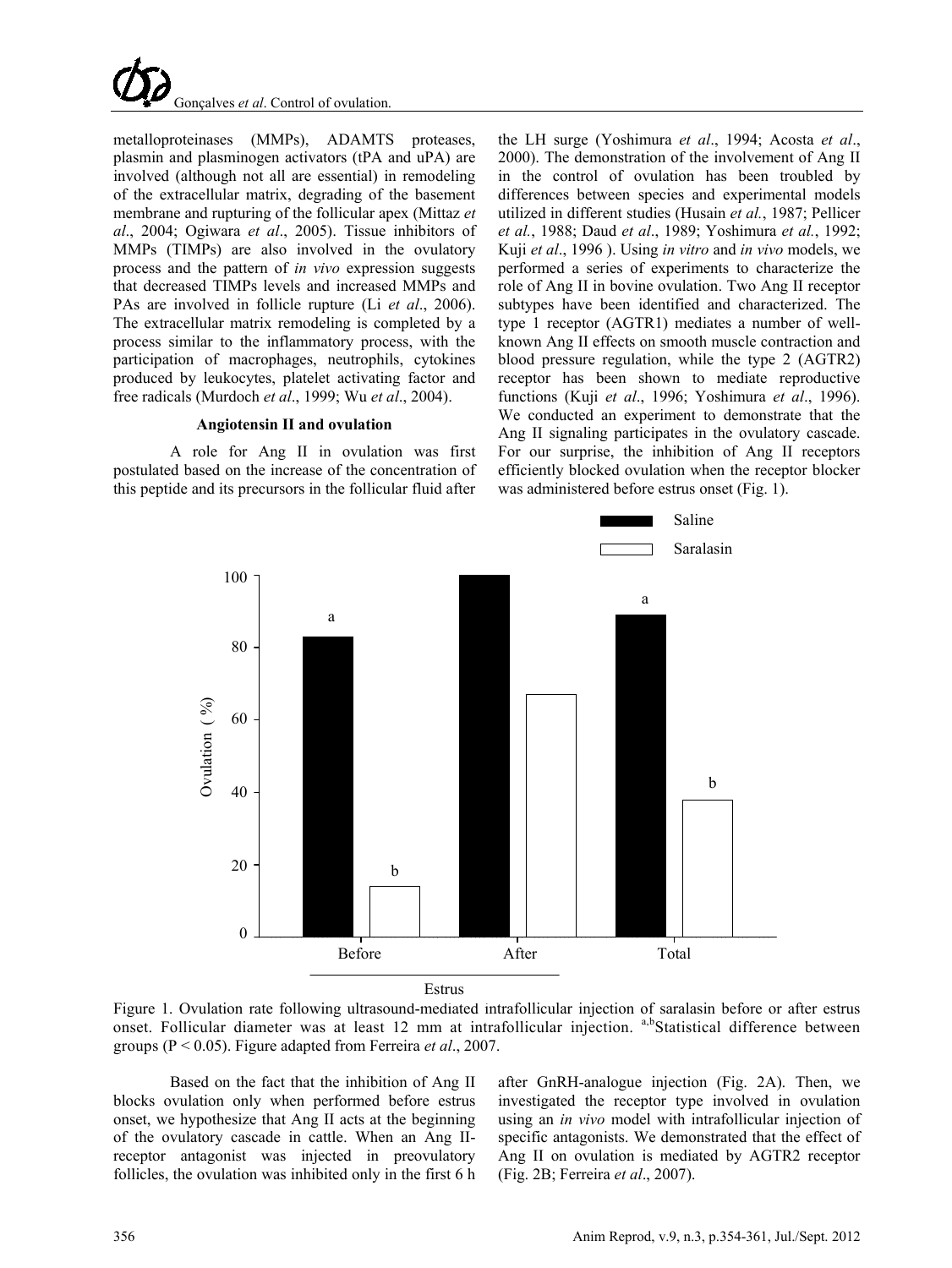metalloproteinases (MMPs), ADAMTS proteases, plasmin and plasminogen activators (tPA and uPA) are involved (although not all are essential) in remodeling of the extracellular matrix, degrading of the basement membrane and rupturing of the follicular apex (Mittaz *et al*., 2004; Ogiwara *et al*., 2005). Tissue inhibitors of MMPs (TIMPs) are also involved in the ovulatory process and the pattern of *in vivo* expression suggests that decreased TIMPs levels and increased MMPs and PAs are involved in follicle rupture (Li *et al*., 2006). The extracellular matrix remodeling is completed by a process similar to the inflammatory process, with the participation of macrophages, neutrophils, cytokines produced by leukocytes, platelet activating factor and free radicals (Murdoch *et al*., 1999; Wu *et al*., 2004).

### Angiotensin II and ovulation

A role for Ang II in ovulation was first postulated based on the increase of the concentration of this peptide and its precursors in the follicular fluid after the LH surge (Yoshimura *et al*., 1994; Acosta *et al*., 2000). The demonstration of the involvement of Ang II in the control of ovulation has been troubled by differences between species and experimental models utilized in different studies (Husain *et al.*, 1987; Pellicer *et al.*, 1988; Daud *et al*., 1989; Yoshimura *et al.*, 1992; Kuji *et al*., 1996 ). Using *in vitro* and *in vivo* models, we performed a series of experiments to characterize the role of Ang II in bovine ovulation. Two Ang II receptor subtypes have been identified and characterized. The type 1 receptor (AGTR1) mediates a number of well-known Ang II effects on smooth muscle contraction and blood pressure regulation, while the type 2 (AGTR2) receptor has been shown to mediate reproductive functions (Kuji *et al*., 1996; Yoshimura *et al*., 1996). We conducted an experiment to demonstrate that the Ang II signaling participates in the ovulatory cascade. For our surprise, the inhibition of Ang II receptors efficiently blocked ovulation when the receptor blocker was administered before estrus onset (Fig. 1).

Figure 1. Ovulation rate following ultrasound-mediated intrafollicular injection of saralasin before or after estrus onset. Follicular diameter was at least 12 mm at intrafollicular injection. [a,b]Statistical difference between groups (P < 0.05). Figure adapted from Ferreira *et al*., 2007.

Based on the fact that the inhibition of Ang II blocks ovulation only when performed before estrus onset, we hypothesize that Ang II acts at the beginning of the ovulatory cascade in cattle. When an Ang II-receptor antagonist was injected in preovulatory follicles, the ovulation was inhibited only in the first 6 h after GnRH-analogue injection (Fig. 2A). Then, we investigated the receptor type involved in ovulation using an *in vivo* model with intrafollicular injection of specific antagonists. We demonstrated that the effect of Ang II on ovulation is mediated by AGTR2 receptor (Fig. 2B; Ferreira *et al*., 2007).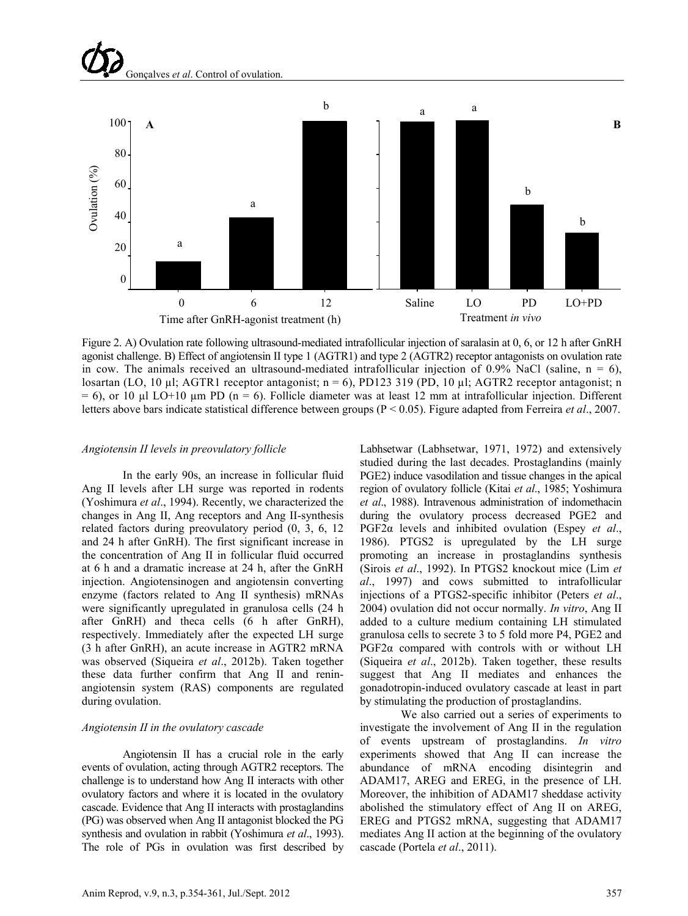Figure 2. A) Ovulation rate following ultrasound-mediated intrafollicular injection of saralasin at 0, 6, or 12 h after GnRH agonist challenge. B) Effect of angiotensin II type 1 (AGTR1) and type 2 (AGTR2) receptor antagonists on ovulation rate in cow. The animals received an ultrasound-mediated intrafollicular injection of 0.9% NaCl (saline, n = 6), losartan (LO, 10 µl; AGTR1 receptor antagonist; n = 6), PD123 319 (PD, 10 µl; AGTR2 receptor antagonist; n = 6), or 10 µl LO+10 µm PD (n = 6). Follicle diameter was at least 12 mm at intrafollicular injection. Different letters above bars indicate statistical difference between groups (P < 0.05). Figure adapted from Ferreira *et al*., 2007.

### *Angiotensin II levels in preovulatory follicle*

In the early 90s, an increase in follicular fluid Ang II levels after LH surge was reported in rodents (Yoshimura *et al*., 1994). Recently, we characterized the changes in Ang II, Ang receptors and Ang II-synthesis related factors during preovulatory period (0, 3, 6, 12 and 24 h after GnRH). The first significant increase in the concentration of Ang II in follicular fluid occurred at 6 h and a dramatic increase at 24 h, after the GnRH injection. Angiotensinogen and angiotensin converting enzyme (factors related to Ang II synthesis) mRNAs were significantly upregulated in granulosa cells (24 h after GnRH) and theca cells (6 h after GnRH), respectively. Immediately after the expected LH surge (3 h after GnRH), an acute increase in AGTR2 mRNA was observed (Siqueira *et al*., 2012b). Taken together these data further confirm that Ang II and renin-angiotensin system (RAS) components are regulated during ovulation.

### *Angiotensin II in the ovulatory cascade*

Angiotensin II has a crucial role in the early events of ovulation, acting through AGTR2 receptors. The challenge is to understand how Ang II interacts with other ovulatory factors and where it is located in the ovulatory cascade. Evidence that Ang II interacts with prostaglandins (PG) was observed when Ang II antagonist blocked the PG synthesis and ovulation in rabbit (Yoshimura *et al*., 1993). The role of PGs in ovulation was first described by Labhsetwar (Labhsetwar, 1971, 1972) and extensively studied during the last decades. Prostaglandins (mainly PGE2) induce vasodilation and tissue changes in the apical region of ovulatory follicle (Kitai *et al*., 1985; Yoshimura *et al*., 1988). Intravenous administration of indomethacin during the ovulatory process decreased PGE2 and PGF2α levels and inhibited ovulation (Espey *et al*., 1986). PTGS2 is upregulated by the LH surge promoting an increase in prostaglandins synthesis (Sirois *et al*., 1992). In PTGS2 knockout mice (Lim *et al*., 1997) and cows submitted to intrafollicular injections of a PTGS2-specific inhibitor (Peters *et al*., 2004) ovulation did not occur normally. *In vitro*, Ang II added to a culture medium containing LH stimulated granulosa cells to secrete 3 to 5 fold more P4, PGE2 and PGF2α compared with controls with or without LH (Siqueira *et al*., 2012b). Taken together, these results suggest that Ang II mediates and enhances the gonadotropin-induced ovulatory cascade at least in part by stimulating the production of prostaglandins.

We also carried out a series of experiments to investigate the involvement of Ang II in the regulation of events upstream of prostaglandins. *In vitro* experiments showed that Ang II can increase the abundance of mRNA encoding disintegrin and ADAM17, AREG and EREG, in the presence of LH. Moreover, the inhibition of ADAM17 sheddase activity abolished the stimulatory effect of Ang II on AREG, EREG and PTGS2 mRNA, suggesting that ADAM17 mediates Ang II action at the beginning of the ovulatory cascade (Portela *et al*., 2011).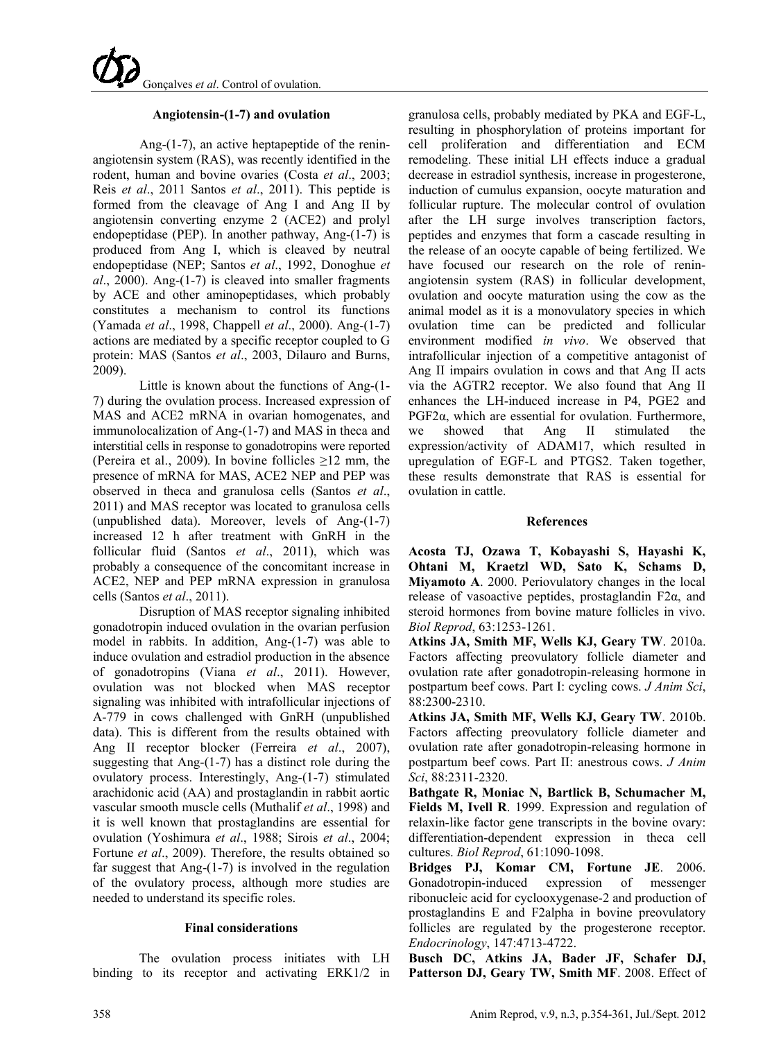### Angiotensin-(1-7) and ovulation

Ang-(1-7), an active heptapeptide of the renin-angiotensin system (RAS), was recently identified in the rodent, human and bovine ovaries (Costa *et al*., 2003; Reis *et al*., 2011 Santos *et al*., 2011). This peptide is formed from the cleavage of Ang I and Ang II by angiotensin converting enzyme 2 (ACE2) and prolyl endopeptidase (PEP). In another pathway, Ang-(1-7) is produced from Ang I, which is cleaved by neutral endopeptidase (NEP; Santos *et al*., 1992, Donoghue *et al*., 2000). Ang-(1-7) is cleaved into smaller fragments by ACE and other aminopeptidases, which probably constitutes a mechanism to control its functions (Yamada *et al*., 1998, Chappell *et al*., 2000). Ang-(1-7) actions are mediated by a specific receptor coupled to G protein: MAS (Santos *et al*., 2003, Dilauro and Burns, 2009).

Little is known about the functions of Ang-(1-7) during the ovulation process. Increased expression of MAS and ACE2 mRNA in ovarian homogenates, and immunolocalization of Ang-(1-7) and MAS in theca and interstitial cells in response to gonadotropins were reported (Pereira et al., 2009). In bovine follicles ≥12 mm, the presence of mRNA for MAS, ACE2 NEP and PEP was observed in theca and granulosa cells (Santos *et al*., 2011) and MAS receptor was located to granulosa cells (unpublished data). Moreover, levels of Ang-(1-7) increased 12 h after treatment with GnRH in the follicular fluid (Santos *et al*., 2011), which was probably a consequence of the concomitant increase in ACE2, NEP and PEP mRNA expression in granulosa cells (Santos *et al*., 2011).

Disruption of MAS receptor signaling inhibited gonadotropin induced ovulation in the ovarian perfusion model in rabbits. In addition, Ang-(1-7) was able to induce ovulation and estradiol production in the absence of gonadotropins (Viana *et al*., 2011). However, ovulation was not blocked when MAS receptor signaling was inhibited with intrafollicular injections of A-779 in cows challenged with GnRH (unpublished data). This is different from the results obtained with Ang II receptor blocker (Ferreira *et al*., 2007), suggesting that Ang-(1-7) has a distinct role during the ovulatory process. Interestingly, Ang-(1-7) stimulated arachidonic acid (AA) and prostaglandin in rabbit aortic vascular smooth muscle cells (Muthalif *et al*., 1998) and it is well known that prostaglandins are essential for ovulation (Yoshimura *et al*., 1988; Sirois *et al*., 2004; Fortune *et al*., 2009). Therefore, the results obtained so far suggest that Ang-(1-7) is involved in the regulation of the ovulatory process, although more studies are needed to understand its specific roles.

### Final considerations

The ovulation process initiates with LH binding to its receptor and activating ERK1/2 in granulosa cells, probably mediated by PKA and EGF-L, resulting in phosphorylation of proteins important for cell proliferation and differentiation and ECM remodeling. These initial LH effects induce a gradual decrease in estradiol synthesis, increase in progesterone, induction of cumulus expansion, oocyte maturation and follicular rupture. The molecular control of ovulation after the LH surge involves transcription factors, peptides and enzymes that form a cascade resulting in the release of an oocyte capable of being fertilized. We have focused our research on the role of renin-angiotensin system (RAS) in follicular development, ovulation and oocyte maturation using the cow as the animal model as it is a monovulatory species in which ovulation time can be predicted and follicular environment modified *in vivo*. We observed that intrafollicular injection of a competitive antagonist of Ang II impairs ovulation in cows and that Ang II acts via the AGTR2 receptor. We also found that Ang II enhances the LH-induced increase in P4, PGE2 and PGF2α, which are essential for ovulation. Furthermore, we showed that Ang II stimulated the expression/activity of ADAM17, which resulted in upregulation of EGF-L and PTGS2. Taken together, these results demonstrate that RAS is essential for ovulation in cattle.

### References

**Acosta TJ, Ozawa T, Kobayashi S, Hayashi K, Ohtani M, Kraetzl WD, Sato K, Schams D, Miyamoto A**. 2000. Periovulatory changes in the local release of vasoactive peptides, prostaglandin F2α, and steroid hormones from bovine mature follicles in vivo. *Biol Reprod*, 63:1253-1261.

**Atkins JA, Smith MF, Wells KJ, Geary TW**. 2010a. Factors affecting preovulatory follicle diameter and ovulation rate after gonadotropin-releasing hormone in postpartum beef cows. Part I: cycling cows. *J Anim Sci*, 88:2300-2310.

**Atkins JA, Smith MF, Wells KJ, Geary TW**. 2010b. Factors affecting preovulatory follicle diameter and ovulation rate after gonadotropin-releasing hormone in postpartum beef cows. Part II: anestrous cows. *J Anim Sci*, 88:2311-2320.

**Bathgate R, Moniac N, Bartlick B, Schumacher M, Fields M, Ivell R**. 1999. Expression and regulation of relaxin-like factor gene transcripts in the bovine ovary: differentiation-dependent expression in theca cell cultures. *Biol Reprod*, 61:1090-1098.

**Bridges PJ, Komar CM, Fortune JE**. 2006. Gonadotropin-induced expression of messenger ribonucleic acid for cyclooxygenase-2 and production of prostaglandins E and F2alpha in bovine preovulatory follicles are regulated by the progesterone receptor. *Endocrinology*, 147:4713-4722.

**Busch DC, Atkins JA, Bader JF, Schafer DJ, Patterson DJ, Geary TW, Smith MF**. 2008. Effect of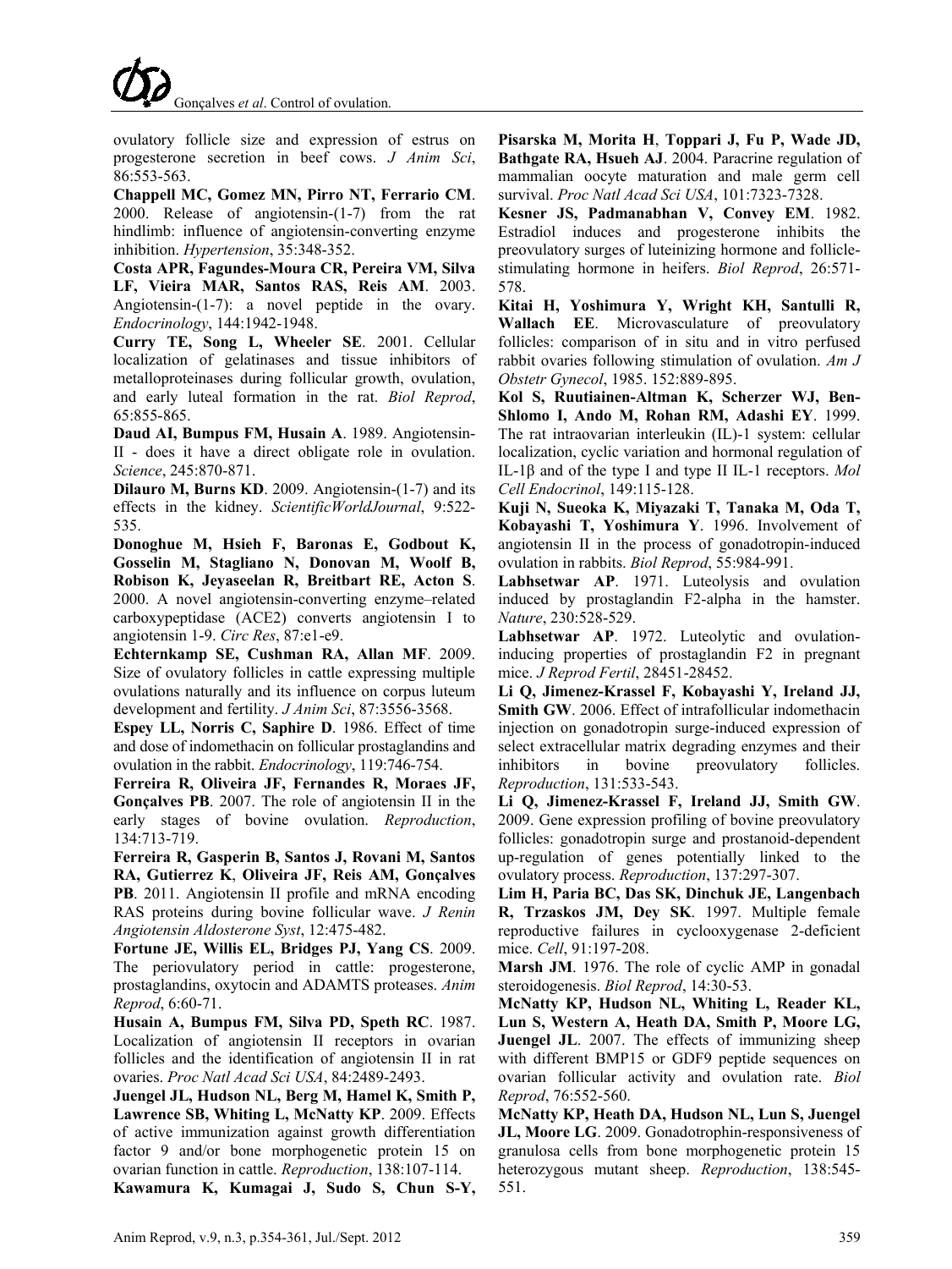ovulatory follicle size and expression of estrus on progesterone secretion in beef cows. *J Anim Sci*, 86:553-563.

**Chappell MC, Gomez MN, Pirro NT, Ferrario CM**. 2000. Release of angiotensin-(1-7) from the rat hindlimb: influence of angiotensin-converting enzyme inhibition. *Hypertension*, 35:348-352.

**Costa APR, Fagundes-Moura CR, Pereira VM, Silva LF, Vieira MAR, Santos RAS, Reis AM**. 2003. Angiotensin-(1-7): a novel peptide in the ovary. *Endocrinology*, 144:1942-1948.

**Curry TE, Song L, Wheeler SE**. 2001. Cellular localization of gelatinases and tissue inhibitors of metalloproteinases during follicular growth, ovulation, and early luteal formation in the rat. *Biol Reprod*, 65:855-865.

**Daud AI, Bumpus FM, Husain A**. 1989. Angiotensin-II - does it have a direct obligate role in ovulation. *Science*, 245:870-871.

**Dilauro M, Burns KD**. 2009. Angiotensin-(1-7) and its effects in the kidney. *ScientificWorldJournal*, 9:522-535.

**Donoghue M, Hsieh F, Baronas E, Godbout K, Gosselin M, Stagliano N, Donovan M, Woolf B, Robison K, Jeyaseelan R, Breitbart RE, Acton S**. 2000. A novel angiotensin-converting enzyme–related carboxypeptidase (ACE2) converts angiotensin I to angiotensin 1-9. *Circ Res*, 87:e1-e9.

**Echternkamp SE, Cushman RA, Allan MF**. 2009. Size of ovulatory follicles in cattle expressing multiple ovulations naturally and its influence on corpus luteum development and fertility. *J Anim Sci*, 87:3556-3568.

**Espey LL, Norris C, Saphire D**. 1986. Effect of time and dose of indomethacin on follicular prostaglandins and ovulation in the rabbit. *Endocrinology*, 119:746-754.

**Ferreira R, Oliveira JF, Fernandes R, Moraes JF, Gonçalves PB**. 2007. The role of angiotensin II in the early stages of bovine ovulation. *Reproduction*, 134:713-719.

**Ferreira R, Gasperin B, Santos J, Rovani M, Santos RA, Gutierrez K**, **Oliveira JF, Reis AM, Gonçalves PB**. 2011. Angiotensin II profile and mRNA encoding RAS proteins during bovine follicular wave. *J Renin Angiotensin Aldosterone Syst*, 12:475-482.

**Fortune JE, Willis EL, Bridges PJ, Yang CS**. 2009. The periovulatory period in cattle: progesterone, prostaglandins, oxytocin and ADAMTS proteases. *Anim Reprod*, 6:60-71.

**Husain A, Bumpus FM, Silva PD, Speth RC**. 1987. Localization of angiotensin II receptors in ovarian follicles and the identification of angiotensin II in rat ovaries. *Proc Natl Acad Sci USA*, 84:2489-2493.

**Juengel JL, Hudson NL, Berg M, Hamel K, Smith P, Lawrence SB, Whiting L, McNatty KP**. 2009. Effects of active immunization against growth differentiation factor 9 and/or bone morphogenetic protein 15 on ovarian function in cattle. *Reproduction*, 138:107-114.

**Kawamura K, Kumagai J, Sudo S, Chun S-Y, Pisarska M, Morita H**, **Toppari J, Fu P, Wade JD, Bathgate RA, Hsueh AJ**. 2004. Paracrine regulation of mammalian oocyte maturation and male germ cell survival. *Proc Natl Acad Sci USA*, 101:7323-7328.

**Kesner JS, Padmanabhan V, Convey EM**. 1982. Estradiol induces and progesterone inhibits the preovulatory surges of luteinizing hormone and follicle-stimulating hormone in heifers. *Biol Reprod*, 26:571-578.

**Kitai H, Yoshimura Y, Wright KH, Santulli R, Wallach EE**. Microvasculature of preovulatory follicles: comparison of in situ and in vitro perfused rabbit ovaries following stimulation of ovulation. *Am J Obstetr Gynecol*, 1985. 152:889-895.

**Kol S, Ruutiainen-Altman K, Scherzer WJ, Ben-Shlomo I, Ando M, Rohan RM, Adashi EY**. 1999. The rat intraovarian interleukin (IL)-1 system: cellular localization, cyclic variation and hormonal regulation of IL-1β and of the type I and type II IL-1 receptors. *Mol Cell Endocrinol*, 149:115-128.

**Kuji N, Sueoka K, Miyazaki T, Tanaka M, Oda T, Kobayashi T, Yoshimura Y**. 1996. Involvement of angiotensin II in the process of gonadotropin-induced ovulation in rabbits. *Biol Reprod*, 55:984-991.

**Labhsetwar AP**. 1971. Luteolysis and ovulation induced by prostaglandin F2-alpha in the hamster. *Nature*, 230:528-529.

**Labhsetwar AP**. 1972. Luteolytic and ovulation-inducing properties of prostaglandin F2 in pregnant mice. *J Reprod Fertil*, 28451-28452.

**Li Q, Jimenez-Krassel F, Kobayashi Y, Ireland JJ, Smith GW**. 2006. Effect of intrafollicular indomethacin injection on gonadotropin surge-induced expression of select extracellular matrix degrading enzymes and their inhibitors in bovine preovulatory follicles. *Reproduction*, 131:533-543.

**Li Q, Jimenez-Krassel F, Ireland JJ, Smith GW**. 2009. Gene expression profiling of bovine preovulatory follicles: gonadotropin surge and prostanoid-dependent up-regulation of genes potentially linked to the ovulatory process. *Reproduction*, 137:297-307.

**Lim H, Paria BC, Das SK, Dinchuk JE, Langenbach R, Trzaskos JM, Dey SK**. 1997. Multiple female reproductive failures in cyclooxygenase 2-deficient mice. *Cell*, 91:197-208.

**Marsh JM**. 1976. The role of cyclic AMP in gonadal steroidogenesis. *Biol Reprod*, 14:30-53.

**McNatty KP, Hudson NL, Whiting L, Reader KL, Lun S, Western A, Heath DA, Smith P, Moore LG, Juengel JL**. 2007. The effects of immunizing sheep with different BMP15 or GDF9 peptide sequences on ovarian follicular activity and ovulation rate. *Biol Reprod*, 76:552-560.

**McNatty KP, Heath DA, Hudson NL, Lun S, Juengel JL, Moore LG**. 2009. Gonadotrophin-responsiveness of granulosa cells from bone morphogenetic protein 15 heterozygous mutant sheep. *Reproduction*, 138:545-551.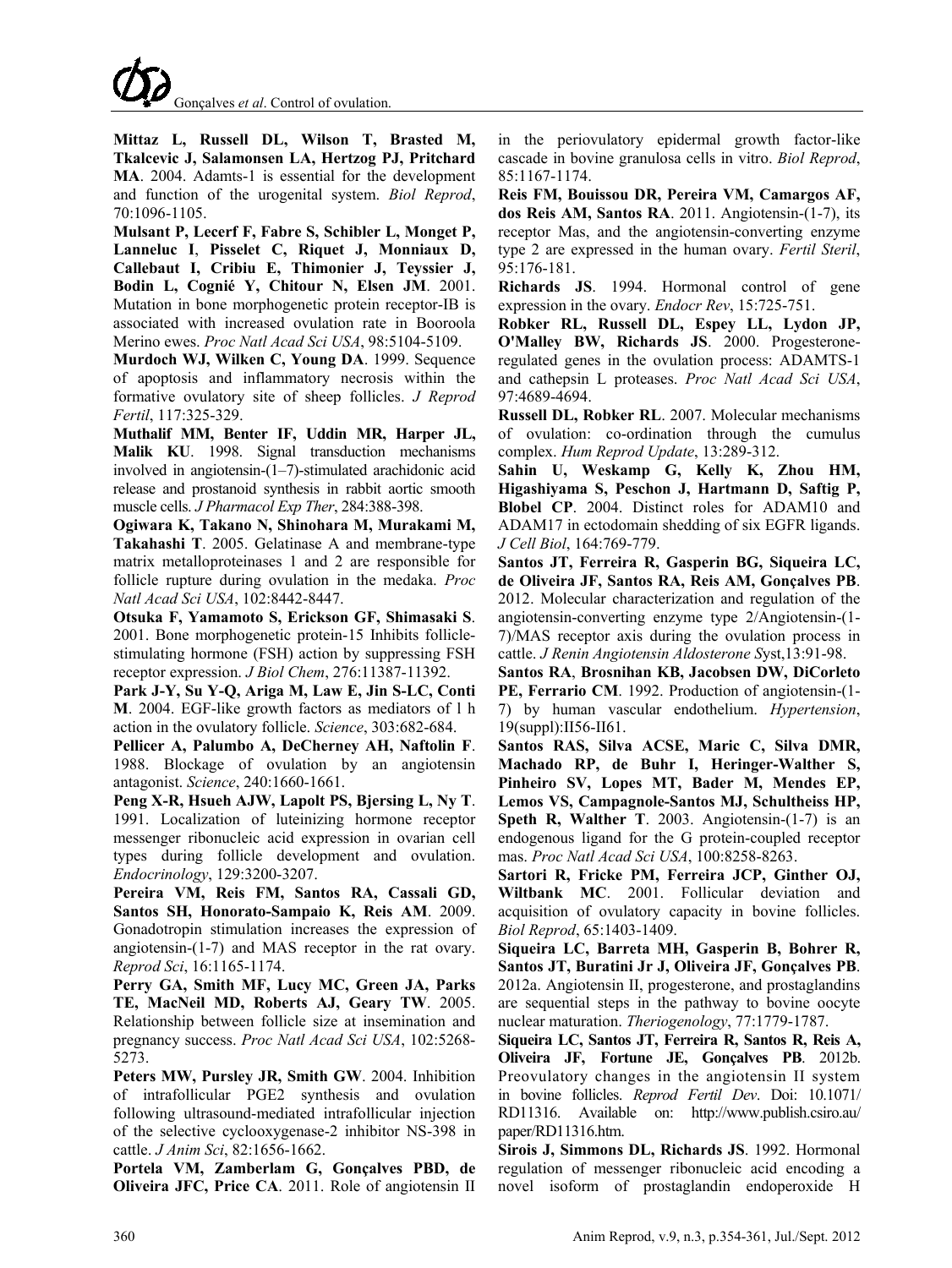**Mittaz L, Russell DL, Wilson T, Brasted M, Tkalcevic J, Salamonsen LA, Hertzog PJ, Pritchard MA**. 2004. Adamts-1 is essential for the development and function of the urogenital system. *Biol Reprod*, 70:1096-1105.

**Mulsant P, Lecerf F, Fabre S, Schibler L, Monget P, Lanneluc I, Pisselet C, Riquet J, Monniaux D, Callebaut I, Cribiu E, Thimonier J, Teyssier J, Bodin L, Cognié Y, Chitour N, Elsen JM**. 2001. Mutation in bone morphogenetic protein receptor-IB is associated with increased ovulation rate in Booroola Merino ewes. *Proc Natl Acad Sci USA*, 98:5104-5109.

**Murdoch WJ, Wilken C, Young DA**. 1999. Sequence of apoptosis and inflammatory necrosis within the formative ovulatory site of sheep follicles. *J Reprod Fertil*, 117:325-329.

**Muthalif MM, Benter IF, Uddin MR, Harper JL, Malik KU**. 1998. Signal transduction mechanisms involved in angiotensin-(1–7)-stimulated arachidonic acid release and prostanoid synthesis in rabbit aortic smooth muscle cells. *J Pharmacol Exp Ther*, 284:388-398.

**Ogiwara K, Takano N, Shinohara M, Murakami M, Takahashi T**. 2005. Gelatinase A and membrane-type matrix metalloproteinases 1 and 2 are responsible for follicle rupture during ovulation in the medaka. *Proc Natl Acad Sci USA*, 102:8442-8447.

**Otsuka F, Yamamoto S, Erickson GF, Shimasaki S**. 2001. Bone morphogenetic protein-15 Inhibits follicle-stimulating hormone (FSH) action by suppressing FSH receptor expression. *J Biol Chem*, 276:11387-11392.

**Park J-Y, Su Y-Q, Ariga M, Law E, Jin S-LC, Conti M**. 2004. EGF-like growth factors as mediators of l h action in the ovulatory follicle. *Science*, 303:682-684.

**Pellicer A, Palumbo A, DeCherney AH, Naftolin F**. 1988. Blockage of ovulation by an angiotensin antagonist. *Science*, 240:1660-1661.

**Peng X-R, Hsueh AJW, Lapolt PS, Bjersing L, Ny T**. 1991. Localization of luteinizing hormone receptor messenger ribonucleic acid expression in ovarian cell types during follicle development and ovulation. *Endocrinology*, 129:3200-3207.

**Pereira VM, Reis FM, Santos RA, Cassali GD, Santos SH, Honorato-Sampaio K, Reis AM**. 2009. Gonadotropin stimulation increases the expression of angiotensin-(1-7) and MAS receptor in the rat ovary. *Reprod Sci*, 16:1165-1174.

**Perry GA, Smith MF, Lucy MC, Green JA, Parks TE, MacNeil MD, Roberts AJ, Geary TW**. 2005. Relationship between follicle size at insemination and pregnancy success. *Proc Natl Acad Sci USA*, 102:5268-5273.

**Peters MW, Pursley JR, Smith GW**. 2004. Inhibition of intrafollicular PGE2 synthesis and ovulation following ultrasound-mediated intrafollicular injection of the selective cyclooxygenase-2 inhibitor NS-398 in cattle. *J Anim Sci*, 82:1656-1662.

**Portela VM, Zamberlam G, Gonçalves PBD, de Oliveira JFC, Price CA**. 2011. Role of angiotensin II in the periovulatory epidermal growth factor-like cascade in bovine granulosa cells in vitro. *Biol Reprod*, 85:1167-1174.

**Reis FM, Bouissou DR, Pereira VM, Camargos AF, dos Reis AM, Santos RA**. 2011. Angiotensin-(1-7), its receptor Mas, and the angiotensin-converting enzyme type 2 are expressed in the human ovary. *Fertil Steril*, 95:176-181.

**Richards JS**. 1994. Hormonal control of gene expression in the ovary. *Endocr Rev*, 15:725-751.

**Robker RL, Russell DL, Espey LL, Lydon JP, O'Malley BW, Richards JS**. 2000. Progesterone-regulated genes in the ovulation process: ADAMTS-1 and cathepsin L proteases. *Proc Natl Acad Sci USA*, 97:4689-4694.

**Russell DL, Robker RL**. 2007. Molecular mechanisms of ovulation: co-ordination through the cumulus complex. *Hum Reprod Update*, 13:289-312.

**Sahin U, Weskamp G, Kelly K, Zhou HM, Higashiyama S, Peschon J, Hartmann D, Saftig P, Blobel CP**. 2004. Distinct roles for ADAM10 and ADAM17 in ectodomain shedding of six EGFR ligands. *J Cell Biol*, 164:769-779.

**Santos JT, Ferreira R, Gasperin BG, Siqueira LC, de Oliveira JF, Santos RA, Reis AM, Gonçalves PB**. 2012. Molecular characterization and regulation of the angiotensin-converting enzyme type 2/Angiotensin-(1-7)/MAS receptor axis during the ovulation process in cattle. *J Renin Angiotensin Aldosterone Syst*,13:91-98.

**Santos RA, Brosnihan KB, Jacobsen DW, DiCorleto PE, Ferrario CM**. 1992. Production of angiotensin-(1-7) by human vascular endothelium. *Hypertension*, 19(suppl):II56-II61.

**Santos RAS, Silva ACSE, Maric C, Silva DMR, Machado RP, de Buhr I, Heringer-Walther S, Pinheiro SV, Lopes MT, Bader M, Mendes EP, Lemos VS, Campagnole-Santos MJ, Schultheiss HP, Speth R, Walther T**. 2003. Angiotensin-(1-7) is an endogenous ligand for the G protein-coupled receptor mas. *Proc Natl Acad Sci USA*, 100:8258-8263.

**Sartori R, Fricke PM, Ferreira JCP, Ginther OJ, Wiltbank MC**. 2001. Follicular deviation and acquisition of ovulatory capacity in bovine follicles. *Biol Reprod*, 65:1403-1409.

**Siqueira LC, Barreta MH, Gasperin B, Bohrer R, Santos JT, Buratini Jr J, Oliveira JF, Gonçalves PB**. 2012a. Angiotensin II, progesterone, and prostaglandins are sequential steps in the pathway to bovine oocyte nuclear maturation. *Theriogenology*, 77:1779-1787.

**Siqueira LC, Santos JT, Ferreira R, Santos R, Reis A, Oliveira JF, Fortune JE, Gonçalves PB**. 2012b. Preovulatory changes in the angiotensin II system in bovine follicles. *Reprod Fertil Dev*. Doi: 10.1071/RD11316. Available on: http://www.publish.csiro.au/paper/RD11316.htm.

**Sirois J, Simmons DL, Richards JS**. 1992. Hormonal regulation of messenger ribonucleic acid encoding a novel isoform of prostaglandin endoperoxide H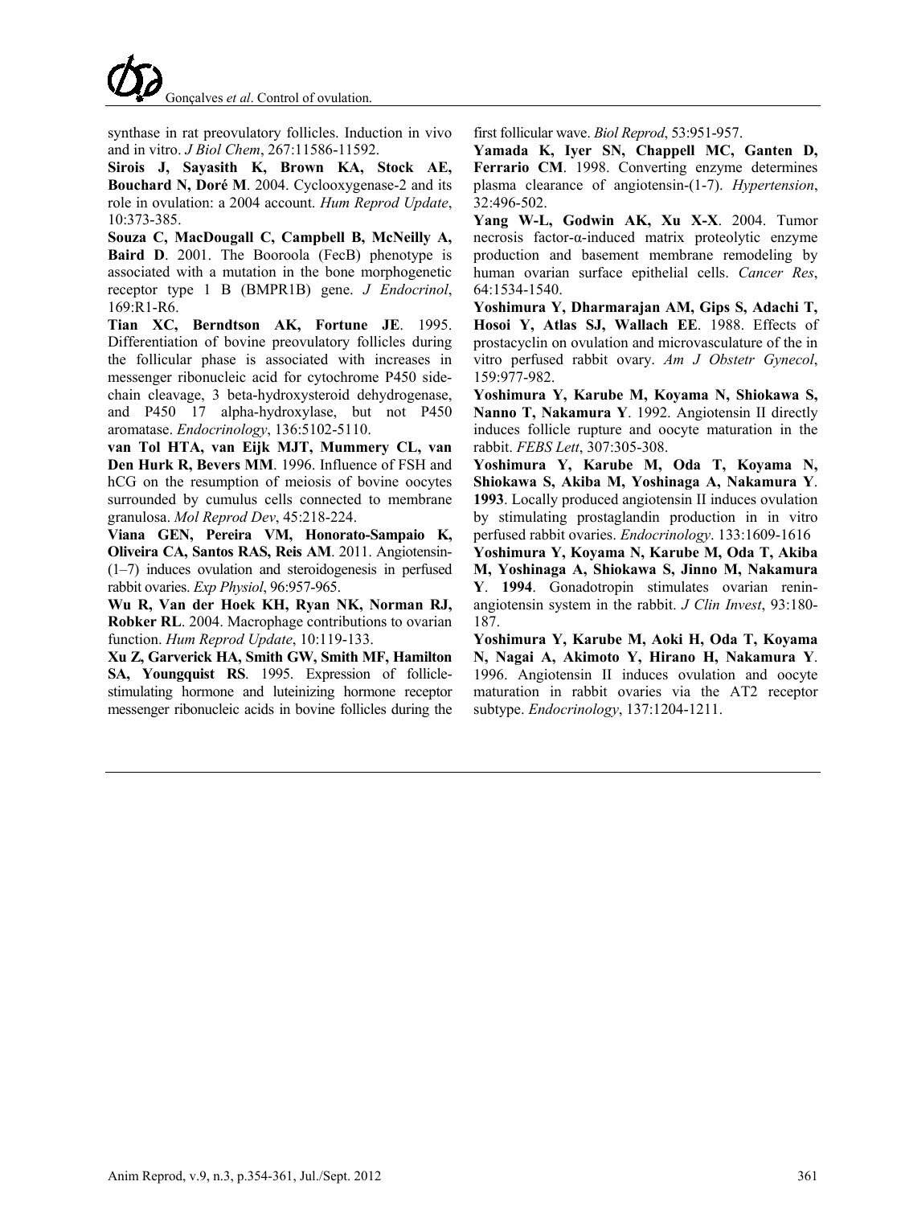synthase in rat preovulatory follicles. Induction in vivo and in vitro. *J Biol Chem*, 267:11586-11592.

**Sirois J, Sayasith K, Brown KA, Stock AE, Bouchard N, Doré M**. 2004. Cyclooxygenase-2 and its role in ovulation: a 2004 account. *Hum Reprod Update*, 10:373-385.

**Souza C, MacDougall C, Campbell B, McNeilly A, Baird D**. 2001. The Booroola (FecB) phenotype is associated with a mutation in the bone morphogenetic receptor type 1 B (BMPR1B) gene. *J Endocrinol*, 169:R1-R6.

**Tian XC, Berndtson AK, Fortune JE**. 1995. Differentiation of bovine preovulatory follicles during the follicular phase is associated with increases in messenger ribonucleic acid for cytochrome P450 side-chain cleavage, 3 beta-hydroxysteroid dehydrogenase, and P450 17 alpha-hydroxylase, but not P450 aromatase. *Endocrinology*, 136:5102-5110.

**van Tol HTA, van Eijk MJT, Mummery CL, van Den Hurk R, Bevers MM**. 1996. Influence of FSH and hCG on the resumption of meiosis of bovine oocytes surrounded by cumulus cells connected to membrane granulosa. *Mol Reprod Dev*, 45:218-224.

**Viana GEN, Pereira VM, Honorato-Sampaio K, Oliveira CA, Santos RAS, Reis AM**. 2011. Angiotensin-(1–7) induces ovulation and steroidogenesis in perfused rabbit ovaries. *Exp Physiol*, 96:957-965.

**Wu R, Van der Hoek KH, Ryan NK, Norman RJ, Robker RL**. 2004. Macrophage contributions to ovarian function. *Hum Reprod Update*, 10:119-133.

**Xu Z, Garverick HA, Smith GW, Smith MF, Hamilton SA, Youngquist RS**. 1995. Expression of follicle-stimulating hormone and luteinizing hormone receptor messenger ribonucleic acids in bovine follicles during the first follicular wave. *Biol Reprod*, 53:951-957.

**Yamada K, Iyer SN, Chappell MC, Ganten D, Ferrario CM**. 1998. Converting enzyme determines plasma clearance of angiotensin-(1-7). *Hypertension*, 32:496-502.

**Yang W-L, Godwin AK, Xu X-X**. 2004. Tumor necrosis factor-α-induced matrix proteolytic enzyme production and basement membrane remodeling by human ovarian surface epithelial cells. *Cancer Res*, 64:1534-1540.

**Yoshimura Y, Dharmarajan AM, Gips S, Adachi T, Hosoi Y, Atlas SJ, Wallach EE**. 1988. Effects of prostacyclin on ovulation and microvasculature of the in vitro perfused rabbit ovary. *Am J Obstetr Gynecol*, 159:977-982.

**Yoshimura Y, Karube M, Koyama N, Shiokawa S, Nanno T, Nakamura Y**. 1992. Angiotensin II directly induces follicle rupture and oocyte maturation in the rabbit. *FEBS Lett*, 307:305-308.

**Yoshimura Y, Karube M, Oda T, Koyama N, Shiokawa S, Akiba M, Yoshinaga A, Nakamura Y**. **1993**. Locally produced angiotensin II induces ovulation by stimulating prostaglandin production in in vitro perfused rabbit ovaries. *Endocrinology*. 133:1609-1616

**Yoshimura Y, Koyama N, Karube M, Oda T, Akiba M, Yoshinaga A, Shiokawa S, Jinno M, Nakamura Y**. **1994**. Gonadotropin stimulates ovarian renin-angiotensin system in the rabbit. *J Clin Invest*, 93:180-187.

**Yoshimura Y, Karube M, Aoki H, Oda T, Koyama N, Nagai A, Akimoto Y, Hirano H, Nakamura Y**. 1996. Angiotensin II induces ovulation and oocyte maturation in rabbit ovaries via the AT2 receptor subtype. *Endocrinology*, 137:1204-1211.